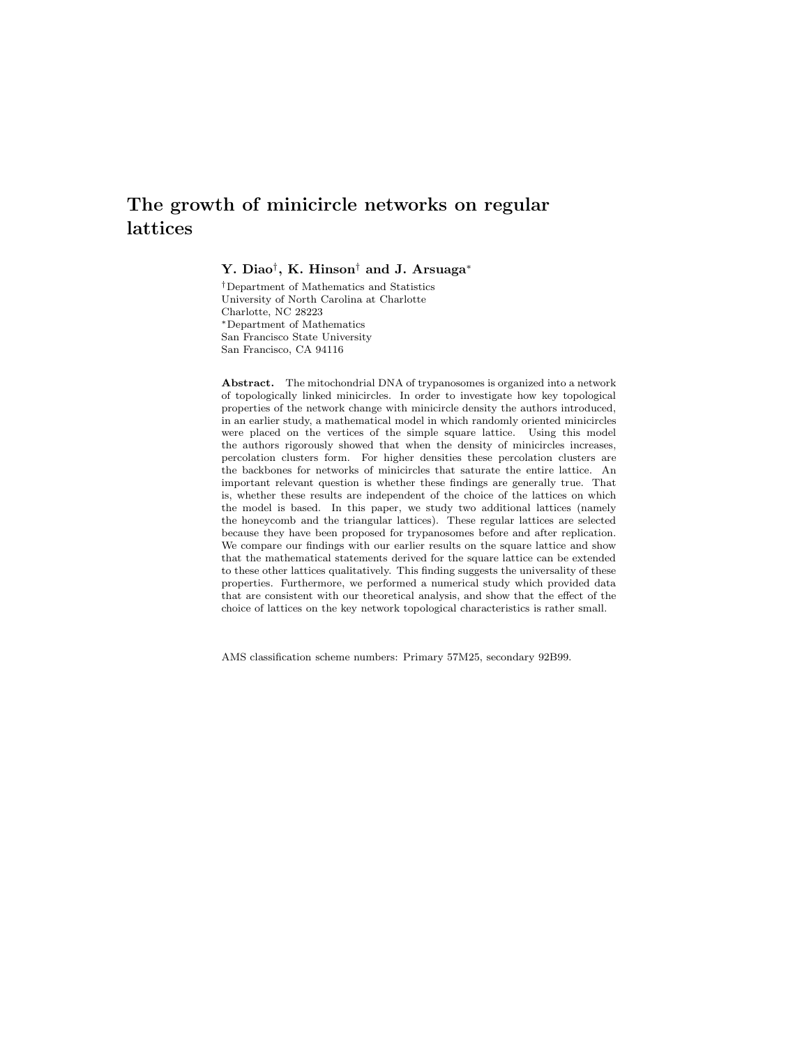# The growth of minicircle networks on regular lattices

**Y. Diao**[†], **K. Hinson**[†] **and J. Arsuaga**[*]

[†]Department of Mathematics and Statistics
University of North Carolina at Charlotte
Charlotte, NC 28223
[*]Department of Mathematics
San Francisco State University
San Francisco, CA 94116

**Abstract.** The mitochondrial DNA of trypanosomes is organized into a network of topologically linked minicircles. In order to investigate how key topological properties of the network change with minicircle density the authors introduced, in an earlier study, a mathematical model in which randomly oriented minicircles were placed on the vertices of the simple square lattice. Using this model the authors rigorously showed that when the density of minicircles increases, percolation clusters form. For higher densities these percolation clusters are the backbones for networks of minicircles that saturate the entire lattice. An important relevant question is whether these findings are generally true. That is, whether these results are independent of the choice of the lattices on which the model is based. In this paper, we study two additional lattices (namely the honeycomb and the triangular lattices). These regular lattices are selected because they have been proposed for trypanosomes before and after replication. We compare our findings with our earlier results on the square lattice and show that the mathematical statements derived for the square lattice can be extended to these other lattices qualitatively. This finding suggests the universality of these properties. Furthermore, we performed a numerical study which provided data that are consistent with our theoretical analysis, and show that the effect of the choice of lattices on the key network topological characteristics is rather small.

AMS classification scheme numbers: Primary 57M25, secondary 92B99.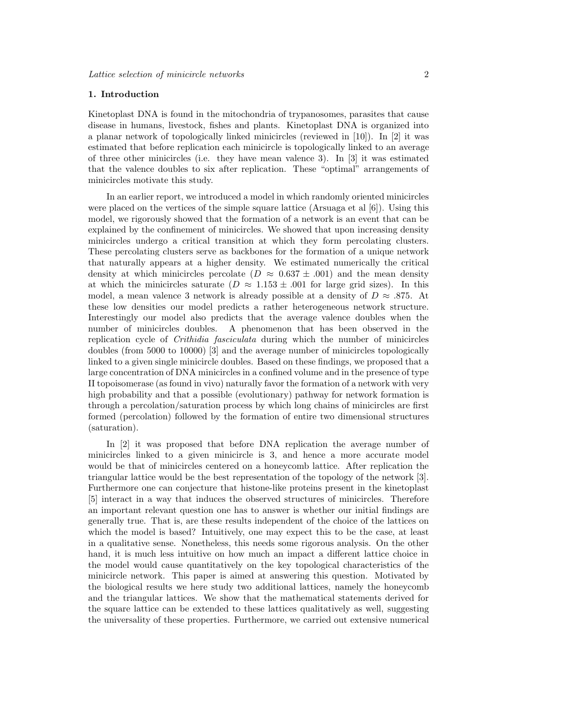## 1. Introduction

Kinetoplast DNA is found in the mitochondria of trypanosomes, parasites that cause disease in humans, livestock, fishes and plants. Kinetoplast DNA is organized into a planar network of topologically linked minicircles (reviewed in [10]). In [2] it was estimated that before replication each minicircle is topologically linked to an average of three other minicircles (i.e. they have mean valence 3). In [3] it was estimated that the valence doubles to six after replication. These "optimal" arrangements of minicircles motivate this study.

In an earlier report, we introduced a model in which randomly oriented minicircles were placed on the vertices of the simple square lattice (Arsuaga et al [6]). Using this model, we rigorously showed that the formation of a network is an event that can be explained by the confinement of minicircles. We showed that upon increasing density minicircles undergo a critical transition at which they form percolating clusters. These percolating clusters serve as backbones for the formation of a unique network that naturally appears at a higher density. We estimated numerically the critical density at which minicircles percolate ($D \approx 0.637 \pm .001$) and the mean density at which the minicircles saturate ($D \approx 1.153 \pm .001$ for large grid sizes). In this model, a mean valence 3 network is already possible at a density of $D \approx .875$. At these low densities our model predicts a rather heterogeneous network structure. Interestingly our model also predicts that the average valence doubles when the number of minicircles doubles. A phenomenon that has been observed in the replication cycle of *Crithidia fasciculata* during which the number of minicircles doubles (from 5000 to 10000) [3] and the average number of minicircles topologically linked to a given single minicircle doubles. Based on these findings, we proposed that a large concentration of DNA minicircles in a confined volume and in the presence of type II topoisomerase (as found in vivo) naturally favor the formation of a network with very high probability and that a possible (evolutionary) pathway for network formation is through a percolation/saturation process by which long chains of minicircles are first formed (percolation) followed by the formation of entire two dimensional structures (saturation).

In [2] it was proposed that before DNA replication the average number of minicircles linked to a given minicircle is 3, and hence a more accurate model would be that of minicircles centered on a honeycomb lattice. After replication the triangular lattice would be the best representation of the topology of the network [3]. Furthermore one can conjecture that histone-like proteins present in the kinetoplast [5] interact in a way that induces the observed structures of minicircles. Therefore an important relevant question one has to answer is whether our initial findings are generally true. That is, are these results independent of the choice of the lattices on which the model is based? Intuitively, one may expect this to be the case, at least in a qualitative sense. Nonetheless, this needs some rigorous analysis. On the other hand, it is much less intuitive on how much an impact a different lattice choice in the model would cause quantitatively on the key topological characteristics of the minicircle network. This paper is aimed at answering this question. Motivated by the biological results we here study two additional lattices, namely the honeycomb and the triangular lattices. We show that the mathematical statements derived for the square lattice can be extended to these lattices qualitatively as well, suggesting the universality of these properties. Furthermore, we carried out extensive numerical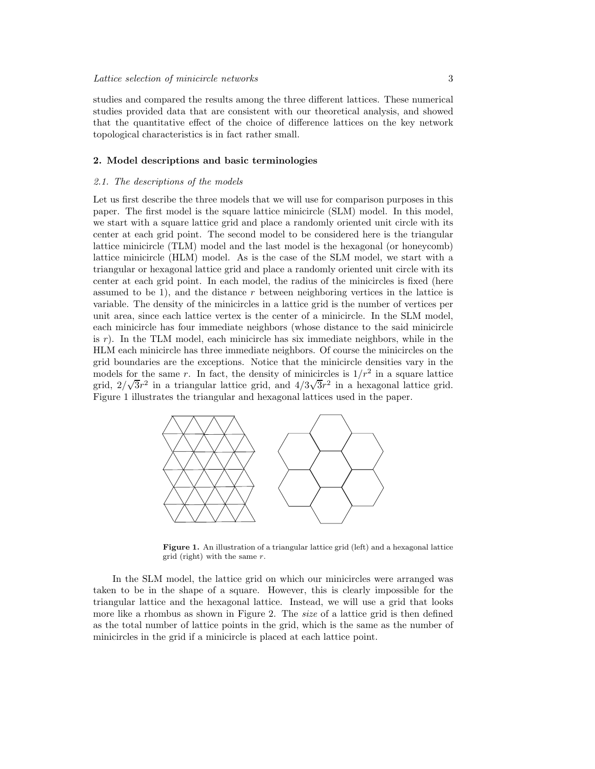studies and compared the results among the three different lattices. These numerical studies provided data that are consistent with our theoretical analysis, and showed that the quantitative effect of the choice of difference lattices on the key network topological characteristics is in fact rather small.

## 2. Model descriptions and basic terminologies

### *2.1. The descriptions of the models*

Let us first describe the three models that we will use for comparison purposes in this paper. The first model is the square lattice minicircle (SLM) model. In this model, we start with a square lattice grid and place a randomly oriented unit circle with its center at each grid point. The second model to be considered here is the triangular lattice minicircle (TLM) model and the last model is the hexagonal (or honeycomb) lattice minicircle (HLM) model. As is the case of the SLM model, we start with a triangular or hexagonal lattice grid and place a randomly oriented unit circle with its center at each grid point. In each model, the radius of the minicircles is fixed (here assumed to be 1), and the distance $r$ between neighboring vertices in the lattice is variable. The density of the minicircles in a lattice grid is the number of vertices per unit area, since each lattice vertex is the center of a minicircle. In the SLM model, each minicircle has four immediate neighbors (whose distance to the said minicircle is $r$). In the TLM model, each minicircle has six immediate neighbors, while in the HLM each minicircle has three immediate neighbors. Of course the minicircles on the grid boundaries are the exceptions. Notice that the minicircle densities vary in the models for the same $r$. In fact, the density of minicircles is $1/r^2$ in a square lattice grid, $2/\sqrt{3}r^2$ in a triangular lattice grid, and $4/3\sqrt{3}r^2$ in a hexagonal lattice grid. Figure 1 illustrates the triangular and hexagonal lattices used in the paper.

**Figure 1.** An illustration of a triangular lattice grid (left) and a hexagonal lattice grid (right) with the same $r$.

In the SLM model, the lattice grid on which our minicircles were arranged was taken to be in the shape of a square. However, this is clearly impossible for the triangular lattice and the hexagonal lattice. Instead, we will use a grid that looks more like a rhombus as shown in Figure 2. The *size* of a lattice grid is then defined as the total number of lattice points in the grid, which is the same as the number of minicircles in the grid if a minicircle is placed at each lattice point.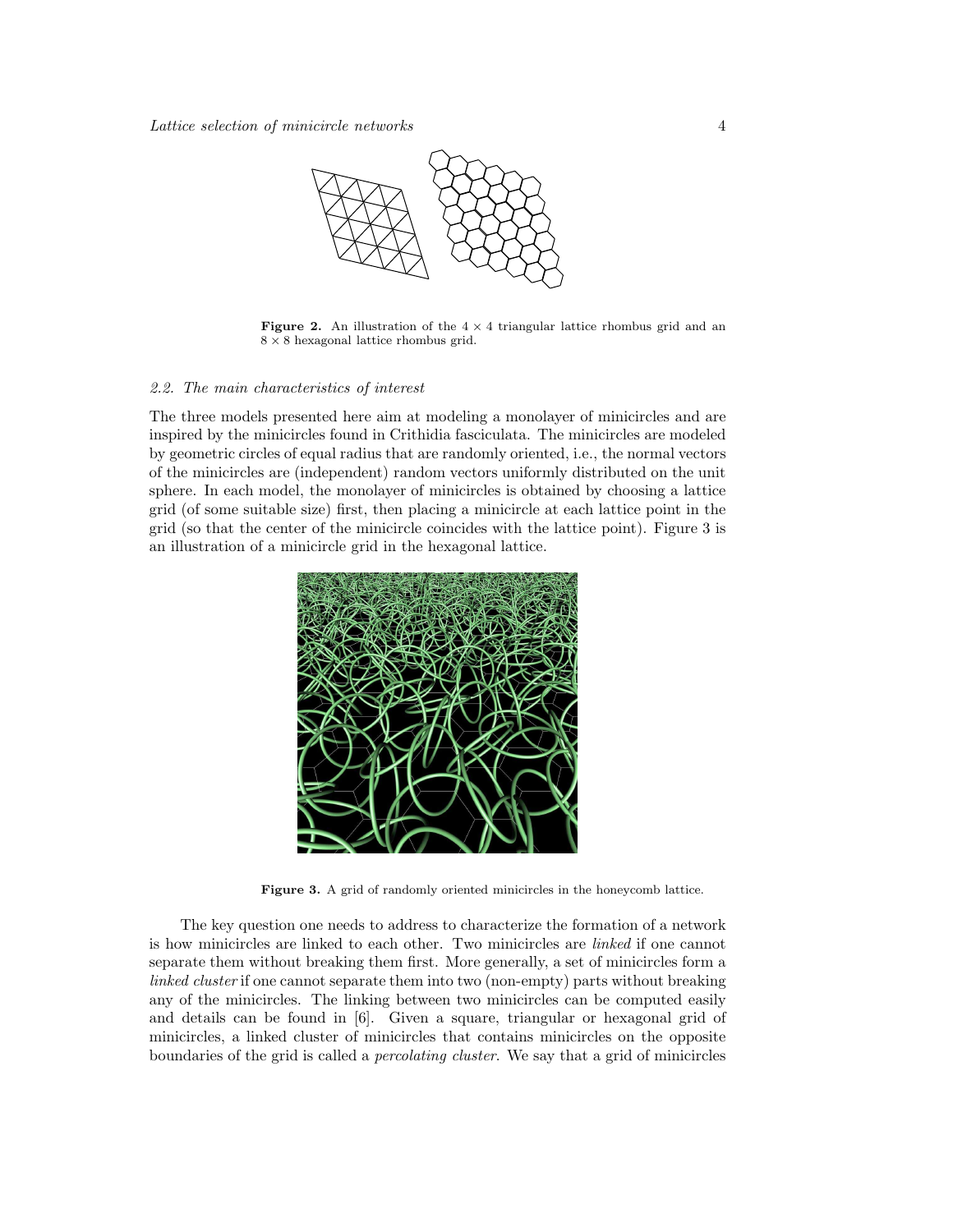**Figure 2.** An illustration of the $4 \times 4$ triangular lattice rhombus grid and an $8 \times 8$ hexagonal lattice rhombus grid.

### 2.2. The main characteristics of interest

The three models presented here aim at modeling a monolayer of minicircles and are inspired by the minicircles found in Crithidia fasciculata. The minicircles are modeled by geometric circles of equal radius that are randomly oriented, i.e., the normal vectors of the minicircles are (independent) random vectors uniformly distributed on the unit sphere. In each model, the monolayer of minicircles is obtained by choosing a lattice grid (of some suitable size) first, then placing a minicircle at each lattice point in the grid (so that the center of the minicircle coincides with the lattice point). Figure 3 is an illustration of a minicircle grid in the hexagonal lattice.

**Figure 3.** A grid of randomly oriented minicircles in the honeycomb lattice.

The key question one needs to address to characterize the formation of a network is how minicircles are linked to each other. Two minicircles are *linked* if one cannot separate them without breaking them first. More generally, a set of minicircles form a *linked cluster* if one cannot separate them into two (non-empty) parts without breaking any of the minicircles. The linking between two minicircles can be computed easily and details can be found in [6]. Given a square, triangular or hexagonal grid of minicircles, a linked cluster of minicircles that contains minicircles on the opposite boundaries of the grid is called a *percolating cluster*. We say that a grid of minicircles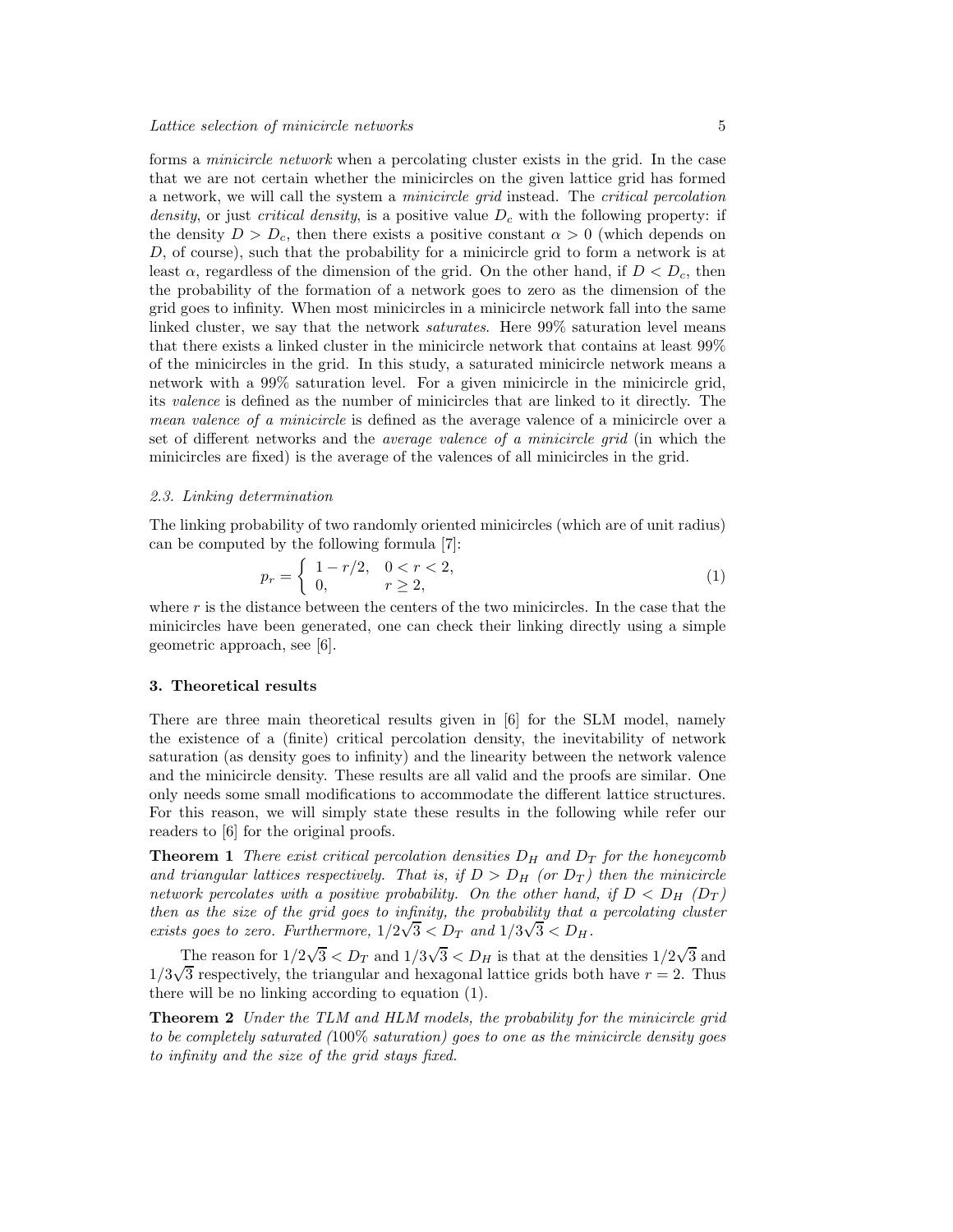forms a *minicircle network* when a percolating cluster exists in the grid. In the case that we are not certain whether the minicircles on the given lattice grid has formed a network, we will call the system a *minicircle grid* instead. The *critical percolation density*, or just *critical density*, is a positive value $D_c$ with the following property: if the density $D > D_c$, then there exists a positive constant $\alpha > 0$ (which depends on $D$, of course), such that the probability for a minicircle grid to form a network is at least $\alpha$, regardless of the dimension of the grid. On the other hand, if $D < D_c$, then the probability of the formation of a network goes to zero as the dimension of the grid goes to infinity. When most minicircles in a minicircle network fall into the same linked cluster, we say that the network *saturates*. Here 99% saturation level means that there exists a linked cluster in the minicircle network that contains at least 99% of the minicircles in the grid. In this study, a saturated minicircle network means a network with a 99% saturation level. For a given minicircle in the minicircle grid, its *valence* is defined as the number of minicircles that are linked to it directly. The *mean valence of a minicircle* is defined as the average valence of a minicircle over a set of different networks and the *average valence of a minicircle grid* (in which the minicircles are fixed) is the average of the valences of all minicircles in the grid.

### 2.3. Linking determination

The linking probability of two randomly oriented minicircles (which are of unit radius) can be computed by the following formula [7]:

$$p_r = \begin{cases} 1 - r/2, & 0 < r < 2, \\ 0, & r \geq 2, \end{cases} \tag{1}$$

where $r$ is the distance between the centers of the two minicircles. In the case that the minicircles have been generated, one can check their linking directly using a simple geometric approach, see [6].

## 3. Theoretical results

There are three main theoretical results given in [6] for the SLM model, namely the existence of a (finite) critical percolation density, the inevitability of network saturation (as density goes to infinity) and the linearity between the network valence and the minicircle density. These results are all valid and the proofs are similar. One only needs some small modifications to accommodate the different lattice structures. For this reason, we will simply state these results in the following while refer our readers to [6] for the original proofs.

**Theorem 1** *There exist critical percolation densities $D_H$ and $D_T$ for the honeycomb and triangular lattices respectively. That is, if $D > D_H$ (or $D_T$) then the minicircle network percolates with a positive probability. On the other hand, if $D < D_H$ ($D_T$) then as the size of the grid goes to infinity, the probability that a percolating cluster exists goes to zero. Furthermore, $1/2\sqrt{3} < D_T$ and $1/3\sqrt{3} < D_H$.*

The reason for $1/2\sqrt{3} < D_T$ and $1/3\sqrt{3} < D_H$ is that at the densities $1/2\sqrt{3}$ and $1/3\sqrt{3}$ respectively, the triangular and hexagonal lattice grids both have $r = 2$. Thus there will be no linking according to equation (1).

**Theorem 2** *Under the TLM and HLM models, the probability for the minicircle grid to be completely saturated (100% saturation) goes to one as the minicircle density goes to infinity and the size of the grid stays fixed.*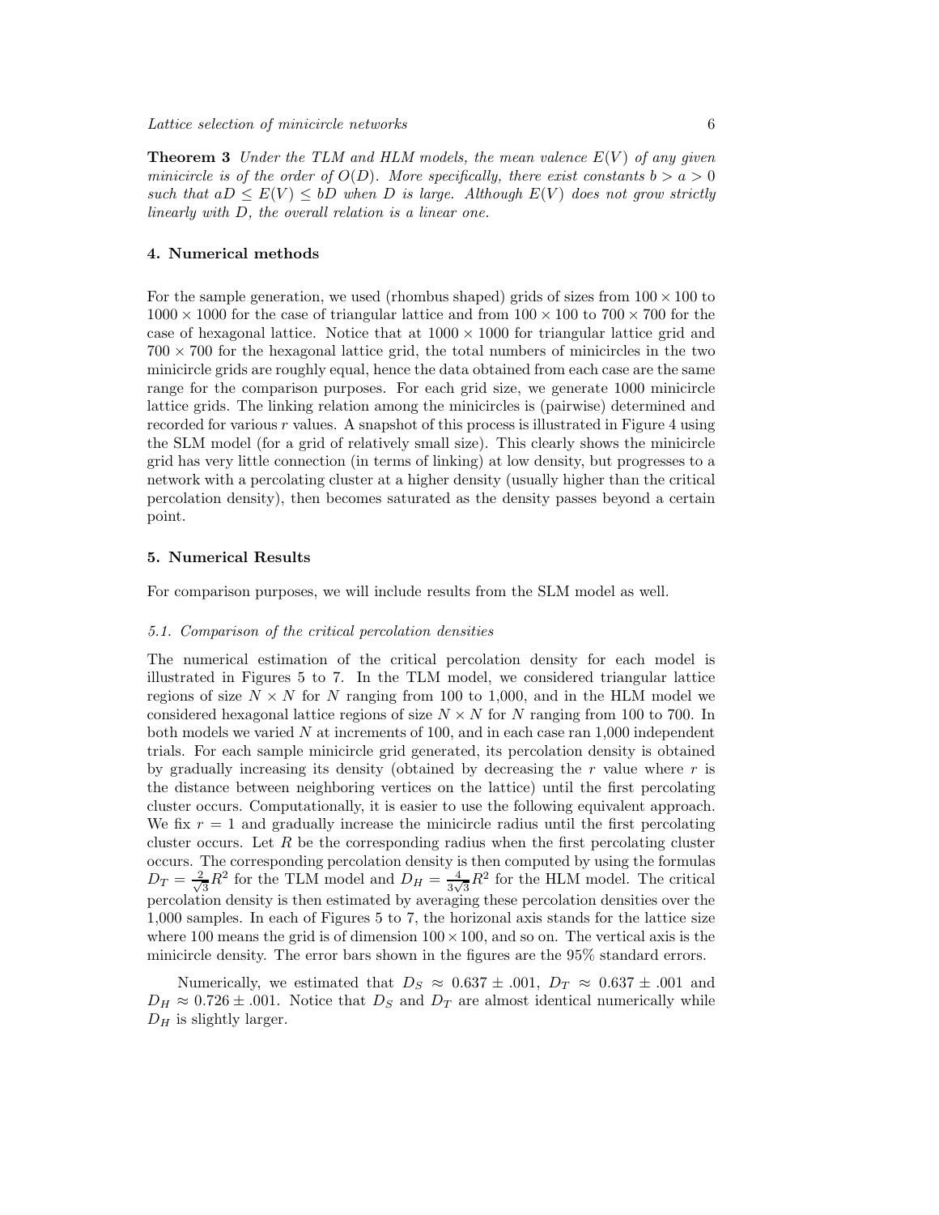**Theorem 3** *Under the TLM and HLM models, the mean valence $E(V)$ of any given minicircle is of the order of $O(D)$. More specifically, there exist constants $b > a > 0$ such that $aD \leq E(V) \leq bD$ when $D$ is large. Although $E(V)$ does not grow strictly linearly with $D$, the overall relation is a linear one.*

## 4. Numerical methods

For the sample generation, we used (rhombus shaped) grids of sizes from $100 \times 100$ to $1000 \times 1000$ for the case of triangular lattice and from $100 \times 100$ to $700 \times 700$ for the case of hexagonal lattice. Notice that at $1000 \times 1000$ for triangular lattice grid and $700 \times 700$ for the hexagonal lattice grid, the total numbers of minicircles in the two minicircle grids are roughly equal, hence the data obtained from each case are the same range for the comparison purposes. For each grid size, we generate 1000 minicircle lattice grids. The linking relation among the minicircles is (pairwise) determined and recorded for various $r$ values. A snapshot of this process is illustrated in Figure 4 using the SLM model (for a grid of relatively small size). This clearly shows the minicircle grid has very little connection (in terms of linking) at low density, but progresses to a network with a percolating cluster at a higher density (usually higher than the critical percolation density), then becomes saturated as the density passes beyond a certain point.

## 5. Numerical Results

For comparison purposes, we will include results from the SLM model as well.

### 5.1. Comparison of the critical percolation densities

The numerical estimation of the critical percolation density for each model is illustrated in Figures 5 to 7. In the TLM model, we considered triangular lattice regions of size $N \times N$ for $N$ ranging from 100 to 1,000, and in the HLM model we considered hexagonal lattice regions of size $N \times N$ for $N$ ranging from 100 to 700. In both models we varied $N$ at increments of 100, and in each case ran 1,000 independent trials. For each sample minicircle grid generated, its percolation density is obtained by gradually increasing its density (obtained by decreasing the $r$ value where $r$ is the distance between neighboring vertices on the lattice) until the first percolating cluster occurs. Computationally, it is easier to use the following equivalent approach. We fix $r = 1$ and gradually increase the minicircle radius until the first percolating cluster occurs. Let $R$ be the corresponding radius when the first percolating cluster occurs. The corresponding percolation density is then computed by using the formulas $D_T = \frac{2}{\sqrt{3}}R^2$ for the TLM model and $D_H = \frac{4}{3\sqrt{3}}R^2$ for the HLM model. The critical percolation density is then estimated by averaging these percolation densities over the 1,000 samples. In each of Figures 5 to 7, the horizonal axis stands for the lattice size where 100 means the grid is of dimension $100 \times 100$, and so on. The vertical axis is the minicircle density. The error bars shown in the figures are the 95% standard errors.

Numerically, we estimated that $D_S \approx 0.637 \pm .001$, $D_T \approx 0.637 \pm .001$ and $D_H \approx 0.726 \pm .001$. Notice that $D_S$ and $D_T$ are almost identical numerically while $D_H$ is slightly larger.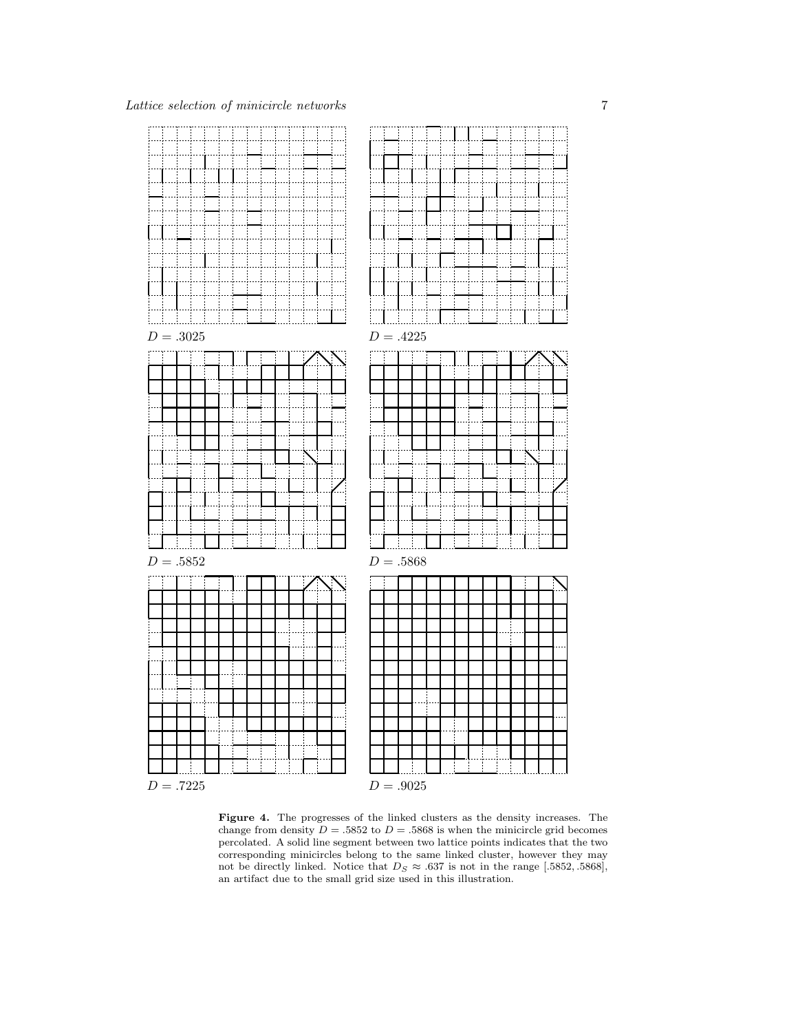$D = .3025$

$D = .4225$

$D = .5852$

$D = .5868$

$D = .7225$

$D = .9025$

**Figure 4.** The progresses of the linked clusters as the density increases. The change from density $D = .5852$ to $D = .5868$ is when the minicircle grid becomes percolated. A solid line segment between two lattice points indicates that the two corresponding minicircles belong to the same linked cluster, however they may not be directly linked. Notice that $D_S \approx .637$ is not in the range $[.5852, .5868]$, an artifact due to the small grid size used in this illustration.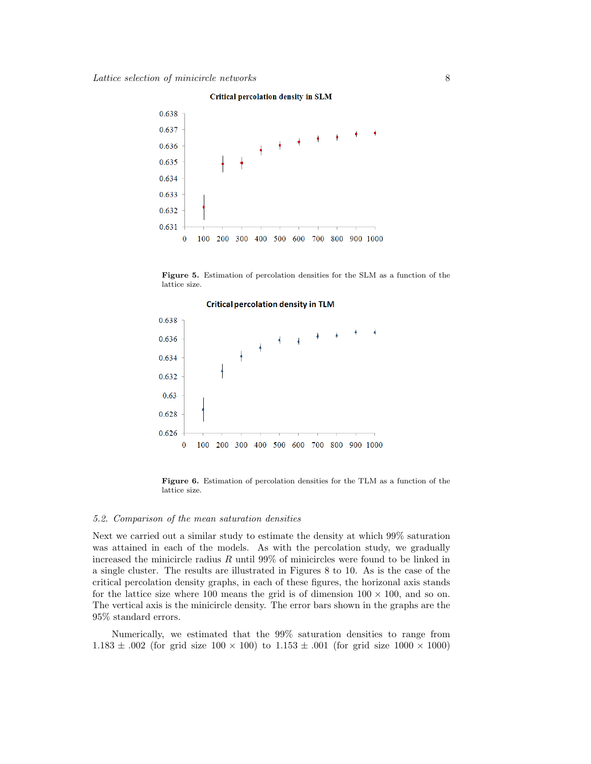**Figure 5.** Estimation of percolation densities for the SLM as a function of the lattice size.

**Figure 6.** Estimation of percolation densities for the TLM as a function of the lattice size.

### *5.2. Comparison of the mean saturation densities*

Next we carried out a similar study to estimate the density at which 99% saturation was attained in each of the models. As with the percolation study, we gradually increased the minicircle radius $R$ until 99% of minicircles were found to be linked in a single cluster. The results are illustrated in Figures 8 to 10. As is the case of the critical percolation density graphs, in each of these figures, the horizontal axis stands for the lattice size where 100 means the grid is of dimension $100 \times 100$, and so on. The vertical axis is the minicircle density. The error bars shown in the graphs are the 95% standard errors.

Numerically, we estimated that the 99% saturation densities to range from $1.183 \pm .002$ (for grid size $100 \times 100$) to $1.153 \pm .001$ (for grid size $1000 \times 1000$)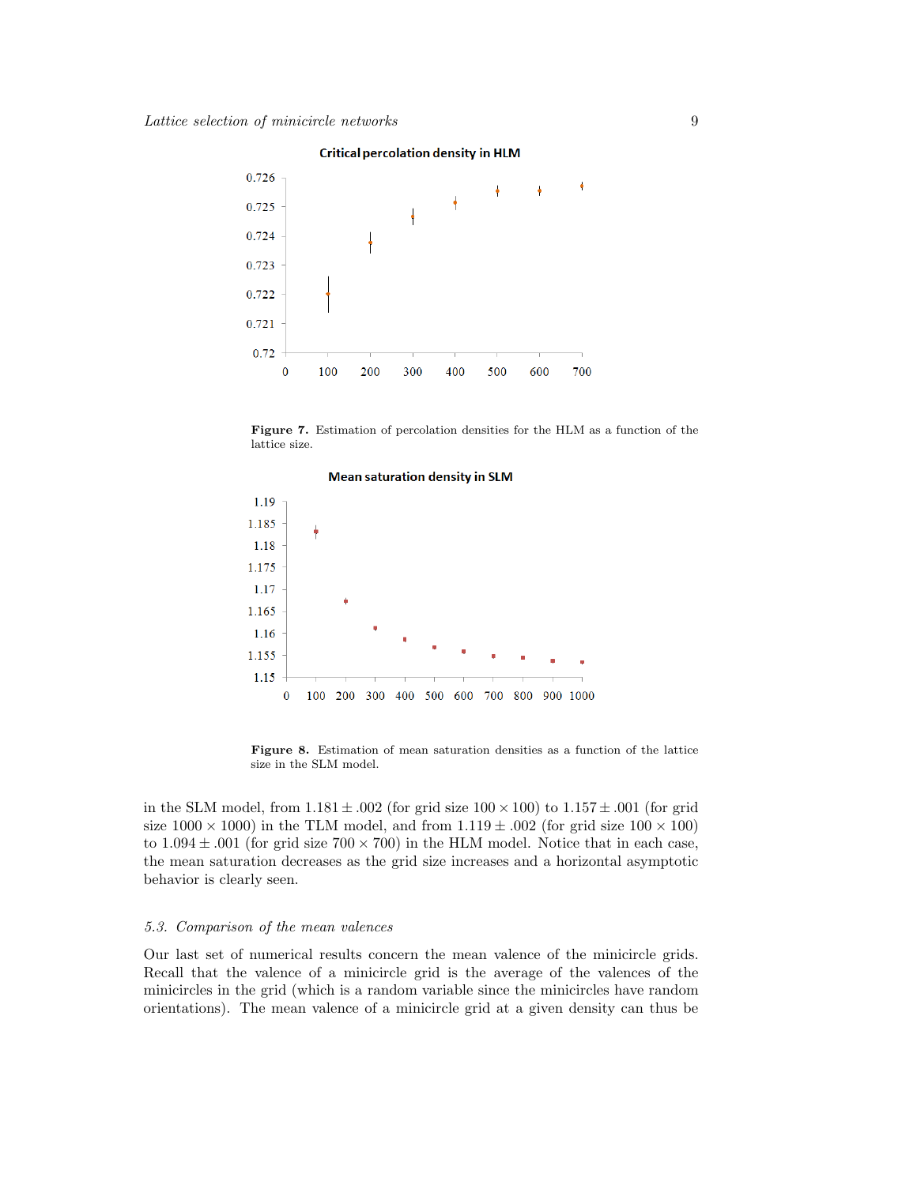**Figure 7.** Estimation of percolation densities for the HLM as a function of the lattice size.

**Figure 8.** Estimation of mean saturation densities as a function of the lattice size in the SLM model.

in the SLM model, from $1.181 \pm .002$ (for grid size $100 \times 100$) to $1.157 \pm .001$ (for grid size $1000 \times 1000$) in the TLM model, and from $1.119 \pm .002$ (for grid size $100 \times 100$) to $1.094 \pm .001$ (for grid size $700 \times 700$) in the HLM model. Notice that in each case, the mean saturation decreases as the grid size increases and a horizontal asymptotic behavior is clearly seen.

### 5.3. Comparison of the mean valences

Our last set of numerical results concern the mean valence of the minicircle grids. Recall that the valence of a minicircle grid is the average of the valences of the minicircles in the grid (which is a random variable since the minicircles have random orientations). The mean valence of a minicircle grid at a given density can thus be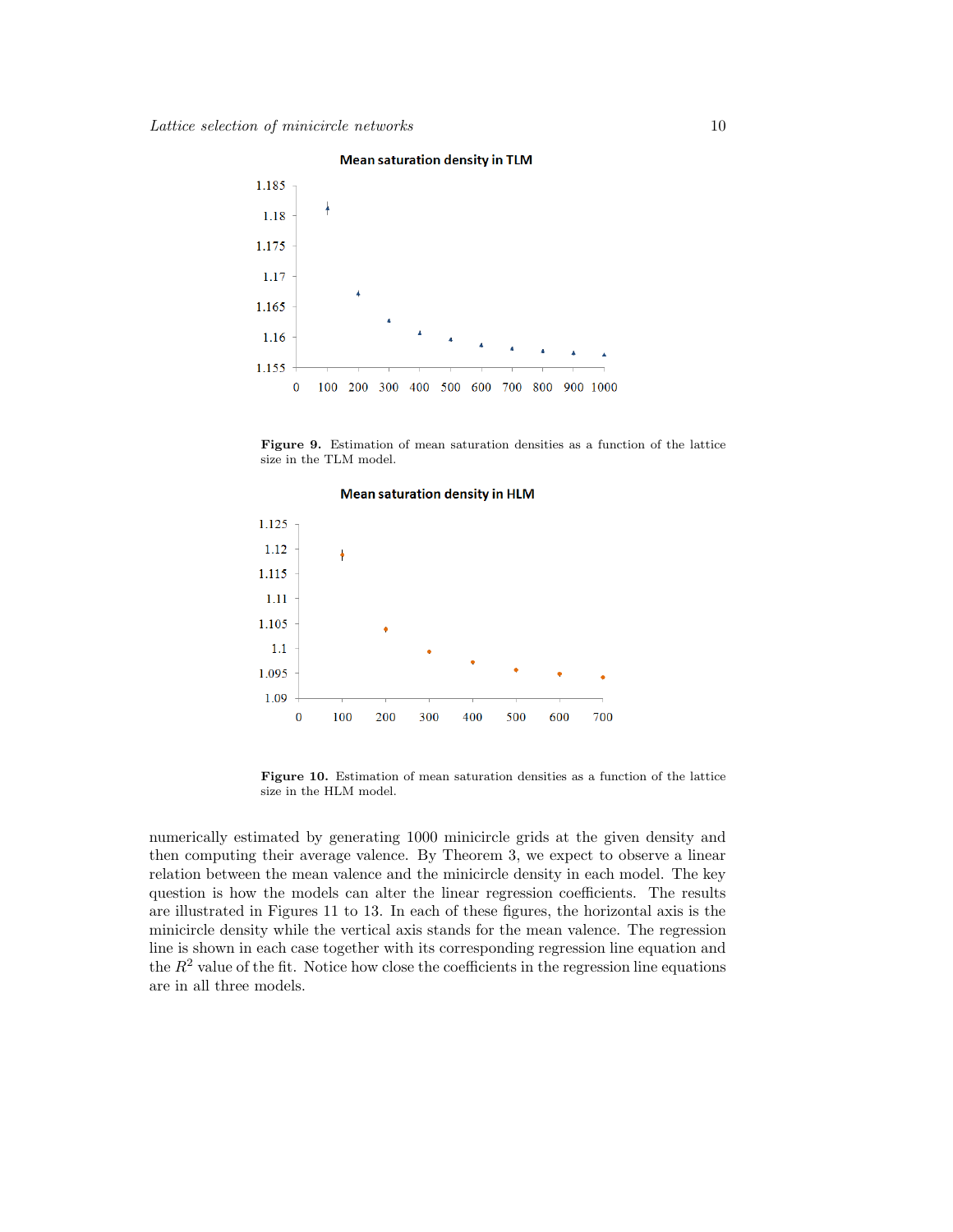**Figure 9.** Estimation of mean saturation densities as a function of the lattice size in the TLM model.

**Figure 10.** Estimation of mean saturation densities as a function of the lattice size in the HLM model.

numerically estimated by generating 1000 minicircle grids at the given density and then computing their average valence. By Theorem 3, we expect to observe a linear relation between the mean valence and the minicircle density in each model. The key question is how the models can alter the linear regression coefficients. The results are illustrated in Figures 11 to 13. In each of these figures, the horizontal axis is the minicircle density while the vertical axis stands for the mean valence. The regression line is shown in each case together with its corresponding regression line equation and the $R^2$ value of the fit. Notice how close the coefficients in the regression line equations are in all three models.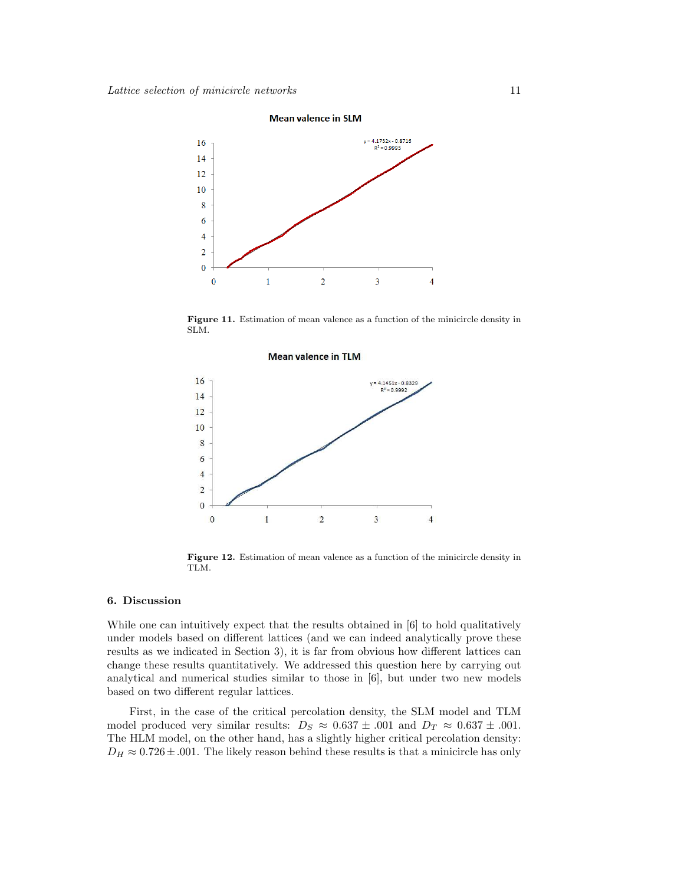**Figure 11.** Estimation of mean valence as a function of the minicircle density in SLM.

**Figure 12.** Estimation of mean valence as a function of the minicircle density in TLM.

## 6. Discussion

While one can intuitively expect that the results obtained in [6] to hold qualitatively under models based on different lattices (and we can indeed analytically prove these results as we indicated in Section 3), it is far from obvious how different lattices can change these results quantitatively. We addressed this question here by carrying out analytical and numerical studies similar to those in [6], but under two new models based on two different regular lattices.

First, in the case of the critical percolation density, the SLM model and TLM model produced very similar results: $D_S \approx 0.637 \pm .001$ and $D_T \approx 0.637 \pm .001$. The HLM model, on the other hand, has a slightly higher critical percolation density: $D_H \approx 0.726 \pm .001$. The likely reason behind these results is that a minicircle has only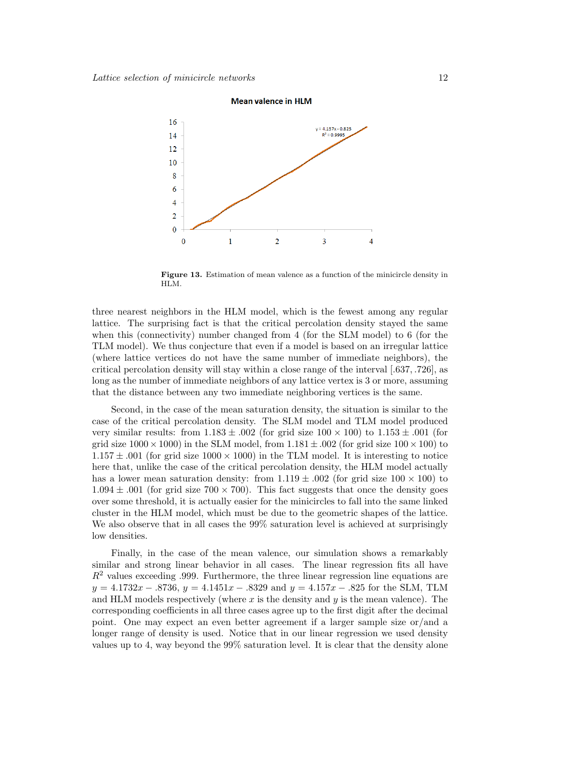**Figure 13.** Estimation of mean valence as a function of the minicircle density in HLM.

three nearest neighbors in the HLM model, which is the fewest among any regular lattice. The surprising fact is that the critical percolation density stayed the same when this (connectivity) number changed from 4 (for the SLM model) to 6 (for the TLM model). We thus conjecture that even if a model is based on an irregular lattice (where lattice vertices do not have the same number of immediate neighbors), the critical percolation density will stay within a close range of the interval [.637, .726], as long as the number of immediate neighbors of any lattice vertex is 3 or more, assuming that the distance between any two immediate neighboring vertices is the same.

Second, in the case of the mean saturation density, the situation is similar to the case of the critical percolation density. The SLM model and TLM model produced very similar results: from $1.183 \pm .002$ (for grid size $100 \times 100$) to $1.153 \pm .001$ (for grid size $1000 \times 1000$) in the SLM model, from $1.181 \pm .002$ (for grid size $100 \times 100$) to $1.157 \pm .001$ (for grid size $1000 \times 1000$) in the TLM model. It is interesting to notice here that, unlike the case of the critical percolation density, the HLM model actually has a lower mean saturation density: from $1.119 \pm .002$ (for grid size $100 \times 100$) to $1.094 \pm .001$ (for grid size $700 \times 700$). This fact suggests that once the density goes over some threshold, it is actually easier for the minicircles to fall into the same linked cluster in the HLM model, which must be due to the geometric shapes of the lattice. We also observe that in all cases the 99% saturation level is achieved at surprisingly low densities.

Finally, in the case of the mean valence, our simulation shows a remarkably similar and strong linear behavior in all cases. The linear regression fits all have $R^2$ values exceeding .999. Furthermore, the three linear regression line equations are $y = 4.1732x - .8736$, $y = 4.1451x - .8329$ and $y = 4.157x - .825$ for the SLM, TLM and HLM models respectively (where $x$ is the density and $y$ is the mean valence). The corresponding coefficients in all three cases agree up to the first digit after the decimal point. One may expect an even better agreement if a larger sample size or/and a longer range of density is used. Notice that in our linear regression we used density values up to 4, way beyond the 99% saturation level. It is clear that the density alone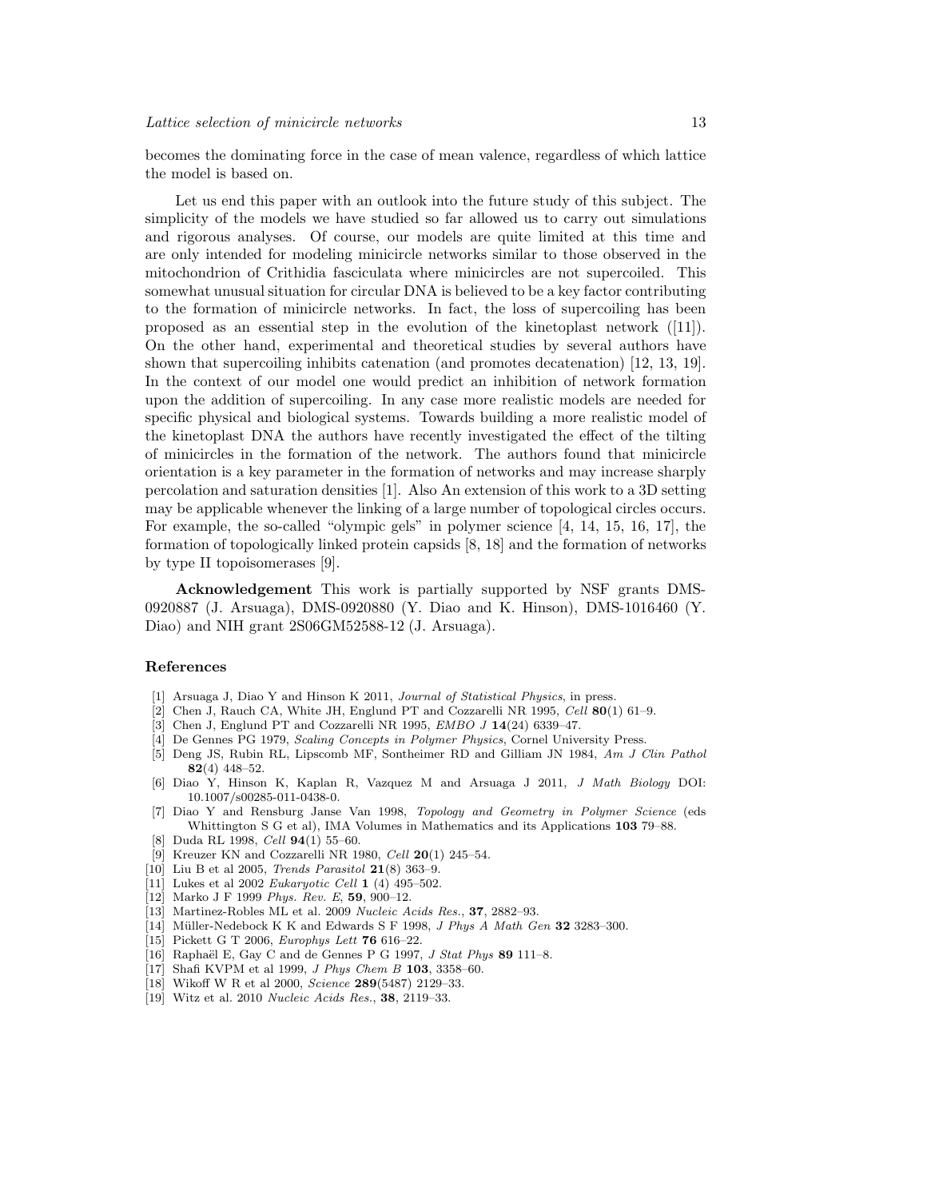becomes the dominating force in the case of mean valence, regardless of which lattice the model is based on.

Let us end this paper with an outlook into the future study of this subject. The simplicity of the models we have studied so far allowed us to carry out simulations and rigorous analyses. Of course, our models are quite limited at this time and are only intended for modeling minicircle networks similar to those observed in the mitochondrion of Crithidia fasciculata where minicircles are not supercoiled. This somewhat unusual situation for circular DNA is believed to be a key factor contributing to the formation of minicircle networks. In fact, the loss of supercoiling has been proposed as an essential step in the evolution of the kinetoplast network ([11]). On the other hand, experimental and theoretical studies by several authors have shown that supercoiling inhibits catenation (and promotes decatenation) [12, 13, 19]. In the context of our model one would predict an inhibition of network formation upon the addition of supercoiling. In any case more realistic models are needed for specific physical and biological systems. Towards building a more realistic model of the kinetoplast DNA the authors have recently investigated the effect of the tilting of minicircles in the formation of the network. The authors found that minicircle orientation is a key parameter in the formation of networks and may increase sharply percolation and saturation densities [1]. Also An extension of this work to a 3D setting may be applicable whenever the linking of a large number of topological circles occurs. For example, the so-called "olympic gels" in polymer science [4, 14, 15, 16, 17], the formation of topologically linked protein capsids [8, 18] and the formation of networks by type II topoisomerases [9].

**Acknowledgement** This work is partially supported by NSF grants DMS-0920887 (J. Arsuaga), DMS-0920880 (Y. Diao and K. Hinson), DMS-1016460 (Y. Diao) and NIH grant 2S06GM52588-12 (J. Arsuaga).

## References

[1] Arsuaga J, Diao Y and Hinson K 2011, *Journal of Statistical Physics*, in press.
[2] Chen J, Rauch CA, White JH, Englund PT and Cozzarelli NR 1995, *Cell* **80**(1) 61–9.
[3] Chen J, Englund PT and Cozzarelli NR 1995, *EMBO J* **14**(24) 6339–47.
[4] De Gennes PG 1979, *Scaling Concepts in Polymer Physics*, Cornel University Press.
[5] Deng JS, Rubin RL, Lipscomb MF, Sontheimer RD and Gilliam JN 1984, *Am J Clin Pathol* **82**(4) 448–52.
[6] Diao Y, Hinson K, Kaplan R, Vazquez M and Arsuaga J 2011, *J Math Biology* DOI: 10.1007/s00285-011-0438-0.
[7] Diao Y and Rensburg Janse Van 1998, *Topology and Geometry in Polymer Science* (eds Whittington S G et al), IMA Volumes in Mathematics and its Applications **103** 79–88.
[8] Duda RL 1998, *Cell* **94**(1) 55–60.
[9] Kreuzer KN and Cozzarelli NR 1980, *Cell* **20**(1) 245–54.
[10] Liu B et al 2005, *Trends Parasitol* **21**(8) 363–9.
[11] Lukes et al 2002 *Eukaryotic Cell* **1** (4) 495–502.
[12] Marko J F 1999 *Phys. Rev. E*, **59**, 900–12.
[13] Martinez-Robles ML et al. 2009 *Nucleic Acids Res.*, **37**, 2882–93.
[14] Müller-Nedebock K K and Edwards S F 1998, *J Phys A Math Gen* **32** 3283–300.
[15] Pickett G T 2006, *Europhys Lett* **76** 616–22.
[16] Raphaël E, Gay C and de Gennes P G 1997, *J Stat Phys* **89** 111–8.
[17] Shafi KVPM et al 1999, *J Phys Chem B* **103**, 3358–60.
[18] Wikoff W R et al 2000, *Science* **289**(5487) 2129–33.
[19] Witz et al. 2010 *Nucleic Acids Res.*, **38**, 2119–33.